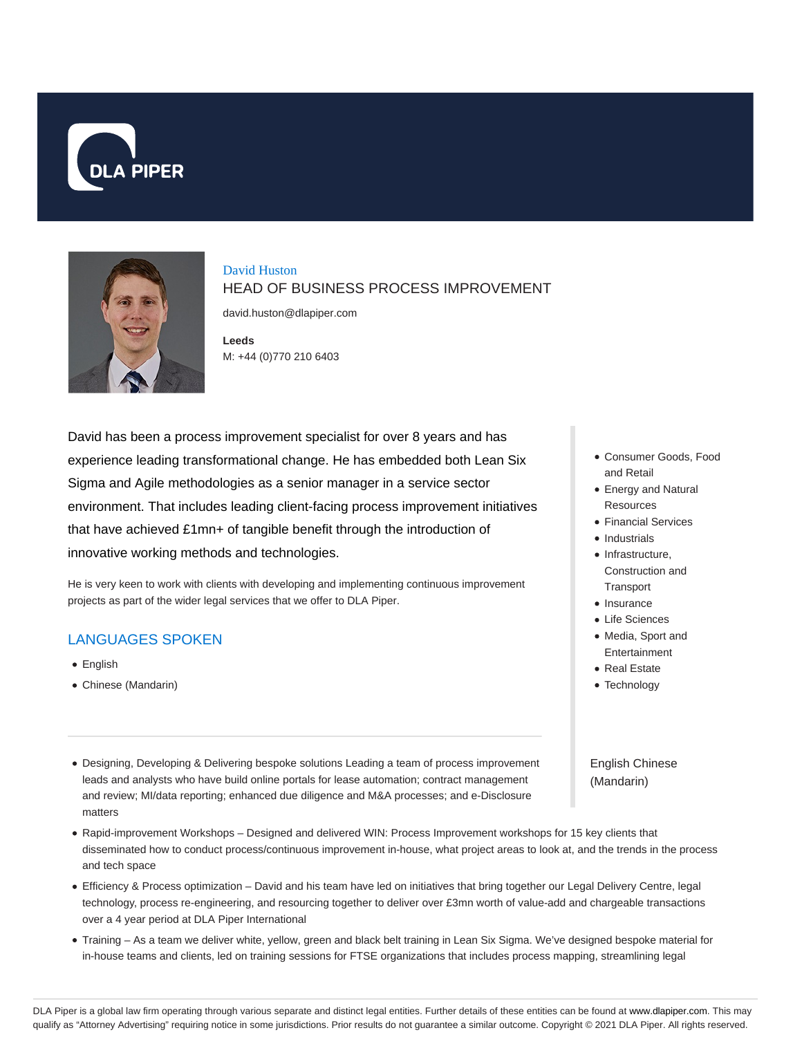# David Huston

## HEAD OF BUSINESS PROCESS IMPROVEMENT

david.huston@dlapiper.com

**Leeds**
M: +44 (0)770 210 6403

David has been a process improvement specialist for over 8 years and has experience leading transformational change. He has embedded both Lean Six Sigma and Agile methodologies as a senior manager in a service sector environment. That includes leading client-facing process improvement initiatives that have achieved £1mn+ of tangible benefit through the introduction of innovative working methods and technologies.

He is very keen to work with clients with developing and implementing continuous improvement projects as part of the wider legal services that we offer to DLA Piper.

## LANGUAGES SPOKEN

- English
- Chinese (Mandarin)

- Consumer Goods, Food and Retail
- Energy and Natural Resources
- Financial Services
- Industrials
- Infrastructure, Construction and Transport
- Insurance
- Life Sciences
- Media, Sport and Entertainment
- Real Estate
- Technology

English Chinese (Mandarin)

- Designing, Developing & Delivering bespoke solutions Leading a team of process improvement leads and analysts who have build online portals for lease automation; contract management and review; MI/data reporting; enhanced due diligence and M&A processes; and e-Disclosure matters
- Rapid-improvement Workshops – Designed and delivered WIN: Process Improvement workshops for 15 key clients that disseminated how to conduct process/continuous improvement in-house, what project areas to look at, and the trends in the process and tech space
- Efficiency & Process optimization – David and his team have led on initiatives that bring together our Legal Delivery Centre, legal technology, process re-engineering, and resourcing together to deliver over £3mn worth of value-add and chargeable transactions over a 4 year period at DLA Piper International
- Training – As a team we deliver white, yellow, green and black belt training in Lean Six Sigma. We've designed bespoke material for in-house teams and clients, led on training sessions for FTSE organizations that includes process mapping, streamlining legal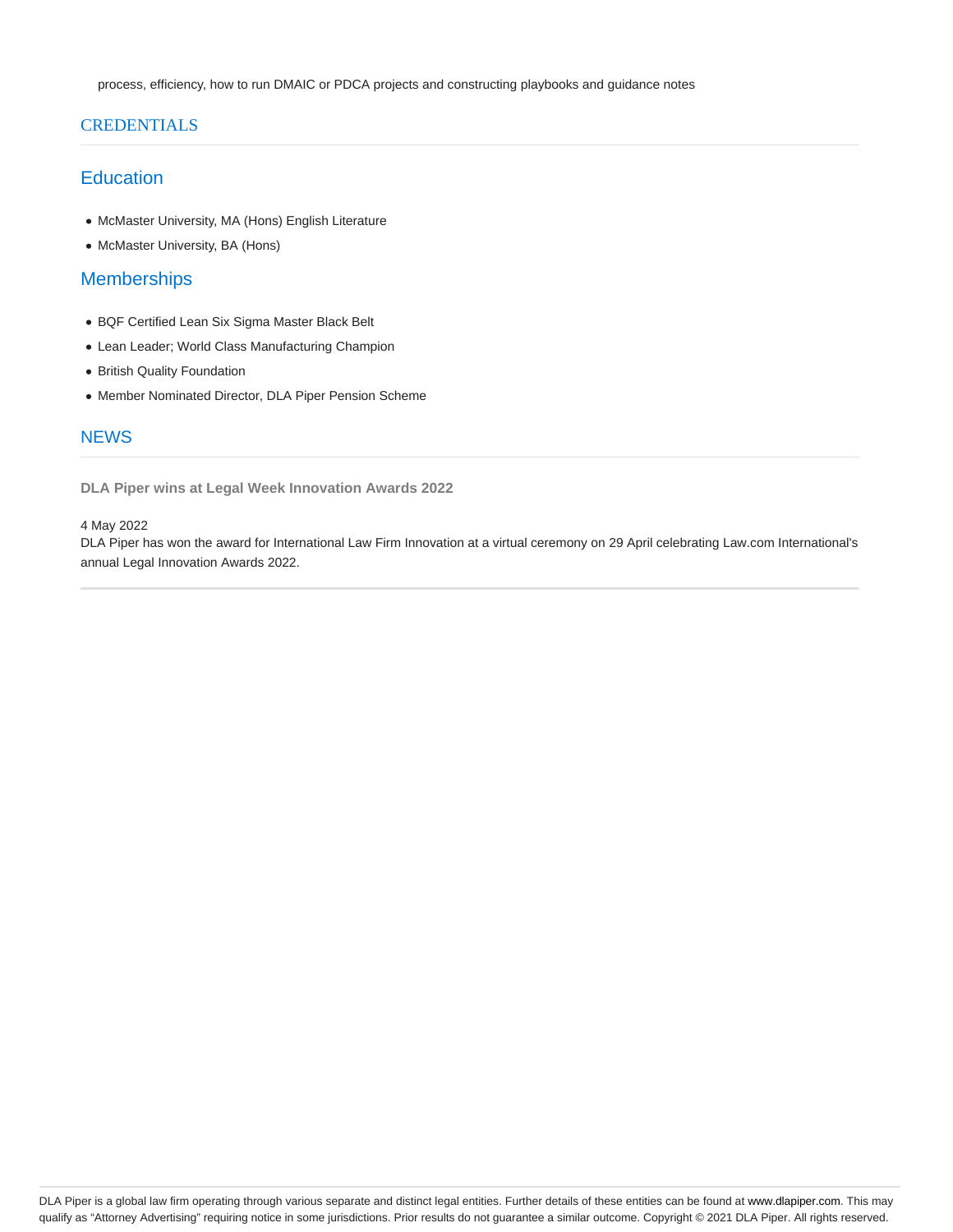process, efficiency, how to run DMAIC or PDCA projects and constructing playbooks and guidance notes

## CREDENTIALS

### Education

- McMaster University, MA (Hons) English Literature
- McMaster University, BA (Hons)

### Memberships

- BQF Certified Lean Six Sigma Master Black Belt
- Lean Leader; World Class Manufacturing Champion
- British Quality Foundation
- Member Nominated Director, DLA Piper Pension Scheme

## NEWS

**DLA Piper wins at Legal Week Innovation Awards 2022**

4 May 2022
DLA Piper has won the award for International Law Firm Innovation at a virtual ceremony on 29 April celebrating Law.com International's annual Legal Innovation Awards 2022.

DLA Piper is a global law firm operating through various separate and distinct legal entities. Further details of these entities can be found at www.dlapiper.com. This may qualify as "Attorney Advertising" requiring notice in some jurisdictions. Prior results do not guarantee a similar outcome. Copyright © 2021 DLA Piper. All rights reserved.